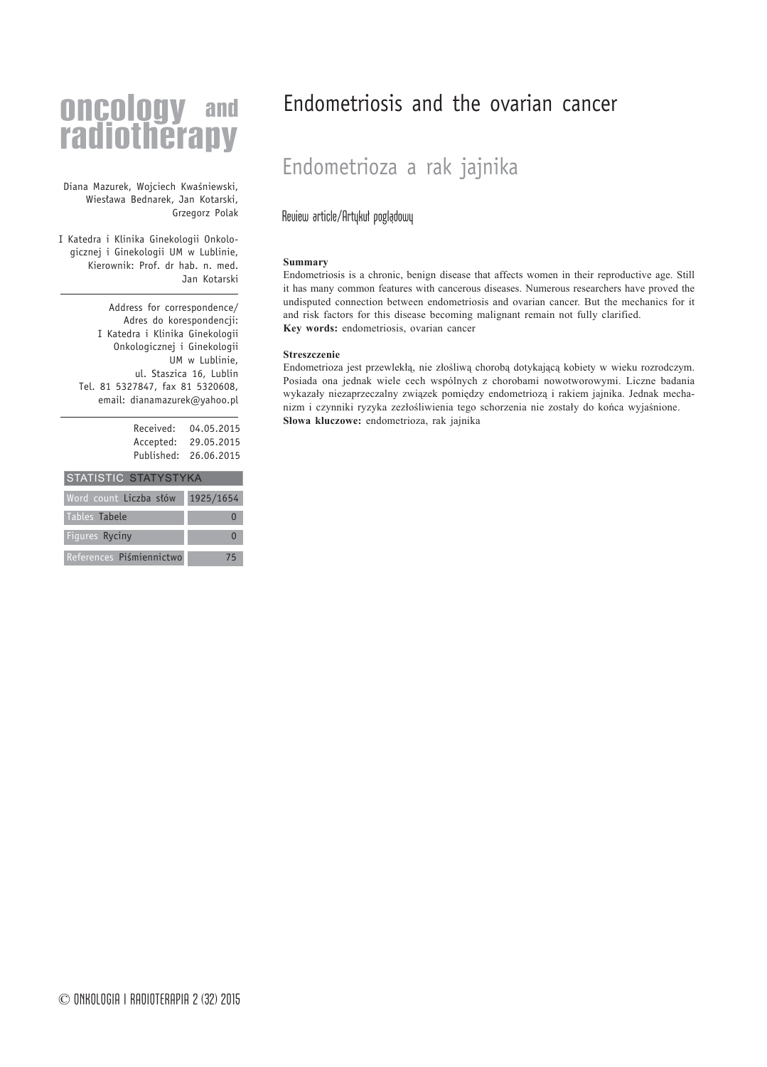# Endometriosis and the ovarian cancer

## Endometrioza a rak jajnika

Review article/Artykuł poglądowy

Diana Mazurek, Wojciech Kwaśniewski, Wiesława Bednarek, Jan Kotarski, Grzegorz Polak

I Katedra i Klinika Ginekologii Onkologicznej i Ginekologii UM w Lublinie, Kierownik: Prof. dr hab. n. med. Jan Kotarski

Address for correspondence/
Adres do korespondencji:
I Katedra i Klinika Ginekologii Onkologicznej i Ginekologii
UM w Lublinie,
ul. Staszica 16, Lublin
Tel. 81 5327847, fax 81 5320608,
email: dianamazurek@yahoo.pl

Received: 04.05.2015
Accepted: 29.05.2015
Published: 26.06.2015

| STATISTIC STATYSTYKA | |
|---|---|
| Word count Liczba słów | 1925/1654 |
| Tables Tabele | 0 |
| Figures Ryciny | 0 |
| References Piśmiennictwo | 75 |

**Summary**

Endometriosis is a chronic, benign disease that affects women in their reproductive age. Still it has many common features with cancerous diseases. Numerous researchers have proved the undisputed connection between endometriosis and ovarian cancer. But the mechanics for it and risk factors for this disease becoming malignant remain not fully clarified.

**Key words:** endometriosis, ovarian cancer

**Streszczenie**

Endometrioza jest przewlekłą, nie złośliwą chorobą dotykającą kobiety w wieku rozrodczym. Posiada ona jednak wiele cech wspólnych z chorobami nowotworowymi. Liczne badania wykazały niezaprzeczalny związek pomiędzy endometriozą i rakiem jajnika. Jednak mechanizm i czynniki ryzyka zezłośliwienia tego schorzenia nie zostały do końca wyjaśnione.

**Słowa kluczowe:** endometrioza, rak jajnika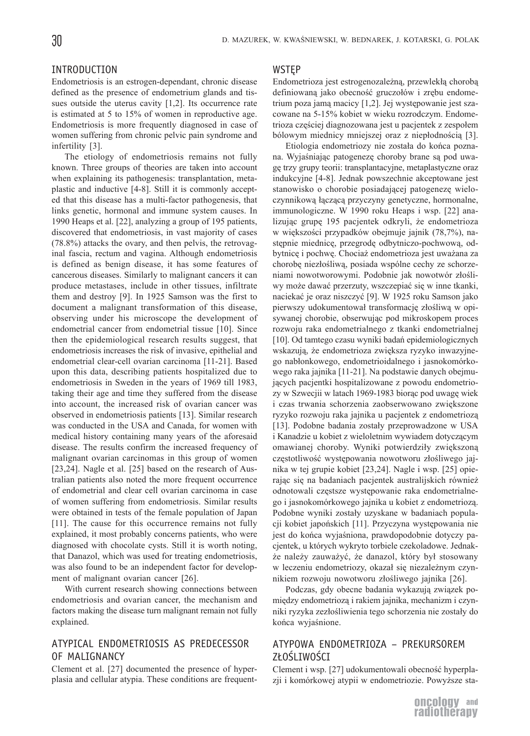## INTRODUCTION

Endometriosis is an estrogen-dependant, chronic disease defined as the presence of endometrium glands and tissues outside the uterus cavity [1,2]. Its occurrence rate is estimated at 5 to 15% of women in reproductive age. Endometriosis is more frequently diagnosed in case of women suffering from chronic pelvic pain syndrome and infertility [3].

The etiology of endometriosis remains not fully known. Three groups of theories are taken into account when explaining its pathogenesis: transplantation, metaplastic and inductive [4-8]. Still it is commonly accepted that this disease has a multi-factor pathogenesis, that links genetic, hormonal and immune system causes. In 1990 Heaps et al. [22], analyzing a group of 195 patients, discovered that endometriosis, in vast majority of cases (78.8%) attacks the ovary, and then pelvis, the retrovaginal fascia, rectum and vagina. Although endometriosis is defined as benign disease, it has some features of cancerous diseases. Similarly to malignant cancers it can produce metastases, include in other tissues, infiltrate them and destroy [9]. In 1925 Samson was the first to document a malignant transformation of this disease, observing under his microscope the development of endometrial cancer from endometrial tissue [10]. Since then the epidemiological research results suggest, that endometriosis increases the risk of invasive, epithelial and endometrial clear-cell ovarian carcinoma [11-21]. Based upon this data, describing patients hospitalized due to endometriosis in Sweden in the years of 1969 till 1983, taking their age and time they suffered from the disease into account, the increased risk of ovarian cancer was observed in endometriosis patients [13]. Similar research was conducted in the USA and Canada, for women with medical history containing many years of the aforesaid disease. The results confirm the increased frequency of malignant ovarian carcinomas in this group of women [23,24]. Nagle et al. [25] based on the research of Australian patients also noted the more frequent occurrence of endometrial and clear cell ovarian carcinoma in case of women suffering from endometriosis. Similar results were obtained in tests of the female population of Japan [11]. The cause for this occurrence remains not fully explained, it most probably concerns patients, who were diagnosed with chocolate cysts. Still it is worth noting, that Danazol, which was used for treating endometriosis, was also found to be an independent factor for development of malignant ovarian cancer [26].

With current research showing connections between endometriosis and ovarian cancer, the mechanism and factors making the disease turn malignant remain not fully explained.

## ATYPICAL ENDOMETRIOSIS AS PREDECESSOR OF MALIGNANCY

Clement et al. [27] documented the presence of hyperplasia and cellular atypia. These conditions are frequent-

## WSTĘP

Endometrioza jest estrogenozależną, przewlekłą chorobą definiowaną jako obecność gruczołów i zrębu endometrium poza jamą macicy [1,2]. Jej występowanie jest szacowane na 5-15% kobiet w wieku rozrodczym. Endometrioza częściej diagnozowana jest u pacjentek z zespołem bólowym miednicy mniejszej oraz z niepłodnością [3].

Etiologia endometriozy nie została do końca poznana. Wyjaśniając patogenezę choroby brane są pod uwagę trzy grupy teorii: transplantacyjne, metaplastyczne oraz indukcyjne [4-8]. Jednak powszechnie akceptowane jest stanowisko o chorobie posiadającej patogenezę wieloczynnikową łączącą przyczyny genetyczne, hormonalne, immunologiczne. W 1990 roku Heaps i wsp. [22] analizując grupę 195 pacjentek odkryli, że endometrioza w większości przypadków obejmuje jajnik (78,7%), następnie miednicę, przegrodę odbytniczo-pochwową, odbytnicę i pochwę. Chociaż endometrioza jest uważana za chorobę niezłośliwą, posiada wspólne cechy ze schorzeniami nowotworowymi. Podobnie jak nowotwór złośliwy może dawać przerzuty, wszczepiać się w inne tkanki, naciekać je oraz niszczyć [9]. W 1925 roku Samson jako pierwszy udokumentował transformację złośliwą w opisywanej chorobie, obserwując pod mikroskopem proces rozwoju raka endometrialnego z tkanki endometrialnej [10]. Od tamtego czasu wyniki badań epidemiologicznych wskazują, że endometrioza zwiększa ryzyko inwazyjnego nabłonkowego, endometrioidalnego i jasnokomórkowego raka jajnika [11-21]. Na podstawie danych obejmujących pacjentki hospitalizowane z powodu endometriozy w Szwecjii w latach 1969-1983 biorąc pod uwagę wiek i czas trwania schorzenia zaobserwowano zwiększone ryzyko rozwoju raka jajnika u pacjentek z endometriozą [13]. Podobne badania zostały przeprowadzone w USA i Kanadzie u kobiet z wieloletnim wywiadem dotyczącym omawianej choroby. Wyniki potwierdziły zwiększoną częstotliwość występowania nowotworu złośliwego jajnika w tej grupie kobiet [23,24]. Nagle i wsp. [25] opierając się na badaniach pacjentek australijskich również odnotowali częstsze występowanie raka endometrialnego i jasnokomórkowego jajnika u kobiet z endometriozą. Podobne wyniki zostały uzyskane w badaniach populacji kobiet japońskich [11]. Przyczyna występowania nie jest do końca wyjaśniona, prawdopodobnie dotyczy pacjentek, u których wykryto torbiele czekoladowe. Jednakże należy zauważyć, że danazol, który był stosowany w leczeniu endometriozy, okazał się niezależnym czynnikiem rozwoju nowotworu złośliwego jajnika [26].

Podczas, gdy obecne badania wykazują związek pomiędzy endometriozą i rakiem jajnika, mechanizm i czynniki ryzyka zezłośliwienia tego schorzenia nie zostały do końca wyjaśnione.

## ATYPOWA ENDOMETRIOZA – PREKURSOREM ZŁOŚLIWOŚCI

Clement i wsp. [27] udokumentowali obecność hyperplazji i komórkowej atypii w endometriozie. Powyższe sta-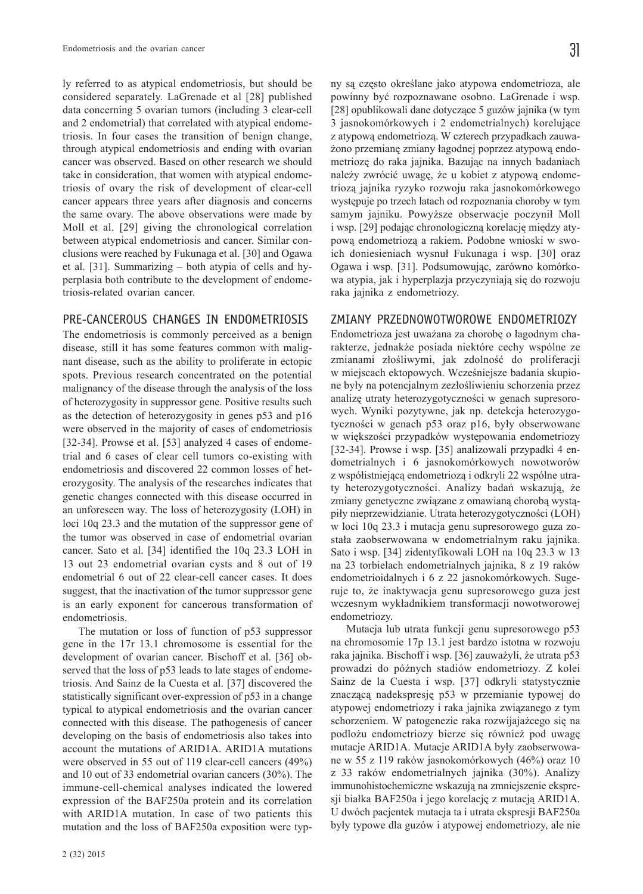ly referred to as atypical endometriosis, but should be considered separately. LaGrenade et al [28] published data concerning 5 ovarian tumors (including 3 clear-cell and 2 endometrial) that correlated with atypical endometriosis. In four cases the transition of benign change, through atypical endometriosis and ending with ovarian cancer was observed. Based on other research we should take in consideration, that women with atypical endometriosis of ovary the risk of development of clear-cell cancer appears three years after diagnosis and concerns the same ovary. The above observations were made by Moll et al. [29] giving the chronological correlation between atypical endometriosis and cancer. Similar conclusions were reached by Fukunaga et al. [30] and Ogawa et al. [31]. Summarizing – both atypia of cells and hyperplasia both contribute to the development of endometriosis-related ovarian cancer.

## PRE-CANCEROUS CHANGES IN ENDOMETRIOSIS

The endometriosis is commonly perceived as a benign disease, still it has some features common with malignant disease, such as the ability to proliferate in ectopic spots. Previous research concentrated on the potential malignancy of the disease through the analysis of the loss of heterozygosity in suppressor gene. Positive results such as the detection of heterozygosity in genes p53 and p16 were observed in the majority of cases of endometriosis [32-34]. Prowse et al. [53] analyzed 4 cases of endometrial and 6 cases of clear cell tumors co-existing with endometriosis and discovered 22 common losses of heterozygosity. The analysis of the researches indicates that genetic changes connected with this disease occurred in an unforeseen way. The loss of heterozygosity (LOH) in loci 10q 23.3 and the mutation of the suppressor gene of the tumor was observed in case of endometrial ovarian cancer. Sato et al. [34] identified the 10q 23.3 LOH in 13 out 23 endometrial ovarian cysts and 8 out of 19 endometrial 6 out of 22 clear-cell cancer cases. It does suggest, that the inactivation of the tumor suppressor gene is an early exponent for cancerous transformation of endometriosis.

The mutation or loss of function of p53 suppressor gene in the 17r 13.1 chromosome is essential for the development of ovarian cancer. Bischoff et al. [36] observed that the loss of p53 leads to late stages of endometriosis. And Sainz de la Cuesta et al. [37] discovered the statistically significant over-expression of p53 in a change typical to atypical endometriosis and the ovarian cancer connected with this disease. The pathogenesis of cancer developing on the basis of endometriosis also takes into account the mutations of ARID1A. ARID1A mutations were observed in 55 out of 119 clear-cell cancers (49%) and 10 out of 33 endometrial ovarian cancers (30%). The immune-cell-chemical analyses indicated the lowered expression of the BAF250a protein and its correlation with ARID1A mutation. In case of two patients this mutation and the loss of BAF250a exposition were typ-

ny są często określane jako atypowa endometrioza, ale powinny być rozpoznawane osobno. LaGrenade i wsp. [28] opublikowali dane dotyczące 5 guzów jajnika (w tym 3 jasnokomórkowych i 2 endometrialnych) korelujące z atypową endometriozą. W czterech przypadkach zauważono przemianę zmiany łagodnej poprzez atypową endometriozę do raka jajnika. Bazując na innych badaniach należy zwrócić uwagę, że u kobiet z atypową endometriozą jajnika ryzyko rozwoju raka jasnokomórkowego występuje po trzech latach od rozpoznania choroby w tym samym jajniku. Powyższe obserwacje poczynił Moll i wsp. [29] podając chronologiczną korelację między atypową endometriozą a rakiem. Podobne wnioski w swoich doniesieniach wysnuł Fukunaga i wsp. [30] oraz Ogawa i wsp. [31]. Podsumowując, zarówno komórkowa atypia, jak i hyperplazja przyczyniają się do rozwoju raka jajnika z endometriozy.

## ZMIANY PRZEDNOWOTWOROWE ENDOMETRIOZY

Endometrioza jest uważana za chorobę o łagodnym charakterze, jednakże posiada niektóre cechy wspólne ze zmianami złośliwymi, jak zdolność do proliferacji w miejscach ektopowych. Wcześniejsze badania skupione były na potencjalnym zezłośliwieniu schorzenia przez analizę utraty heterozygotyczności w genach supresorowych. Wyniki pozytywne, jak np. detekcja heterozygotyczności w genach p53 oraz p16, były obserwowane w większości przypadków występowania endometriozy [32-34]. Prowse i wsp. [35] analizowali przypadki 4 endometrialnych i 6 jasnokomórkowych nowotworów z współistniejącą endometriozą i odkryli 22 wspólne utraty heterozygotyczności. Analizy badań wskazują, że zmiany genetyczne związane z omawianą chorobą wystąpiły nieprzewidzianie. Utrata heterozygotyczności (LOH) w loci 10q 23.3 i mutacja genu supresorowego guza została zaobserwowana w endometrialnym raku jajnika. Sato i wsp. [34] zidentyfikowali LOH na 10q 23.3 w 13 na 23 torbielach endometrialnych jajnika, 8 z 19 raków endometrioidalnych i 6 z 22 jasnokomórkowych. Sugeruje to, że inaktywacja genu supresorowego guza jest wczesnym wykładnikiem transformacji nowotworowej endometriozy.

Mutacja lub utrata funkcji genu supresorowego p53 na chromosomie 17p 13.1 jest bardzo istotna w rozwoju raka jajnika. Bischoff i wsp. [36] zauważyli, że utrata p53 prowadzi do późnych stadiów endometriozy. Z kolei Sainz de la Cuesta i wsp. [37] odkryli statystycznie znaczącą nadekspresję p53 w przemianie typowej do atypowej endometriozy i raka jajnika związanego z tym schorzeniem. W patogenezie raka rozwijającego się na podłożu endometriozy bierze się również pod uwagę mutacje ARID1A. Mutacje ARID1A były zaobserwowane w 55 z 119 raków jasnokomórkowych (46%) oraz 10 z 33 raków endometrialnych jajnika (30%). Analizy immunohistochemiczne wskazują na zmniejszenie ekspresji białka BAF250a i jego korelację z mutacją ARID1A. U dwóch pacjentek mutacja ta i utrata ekspresji BAF250a były typowe dla guzów i atypowej endometriozy, ale nie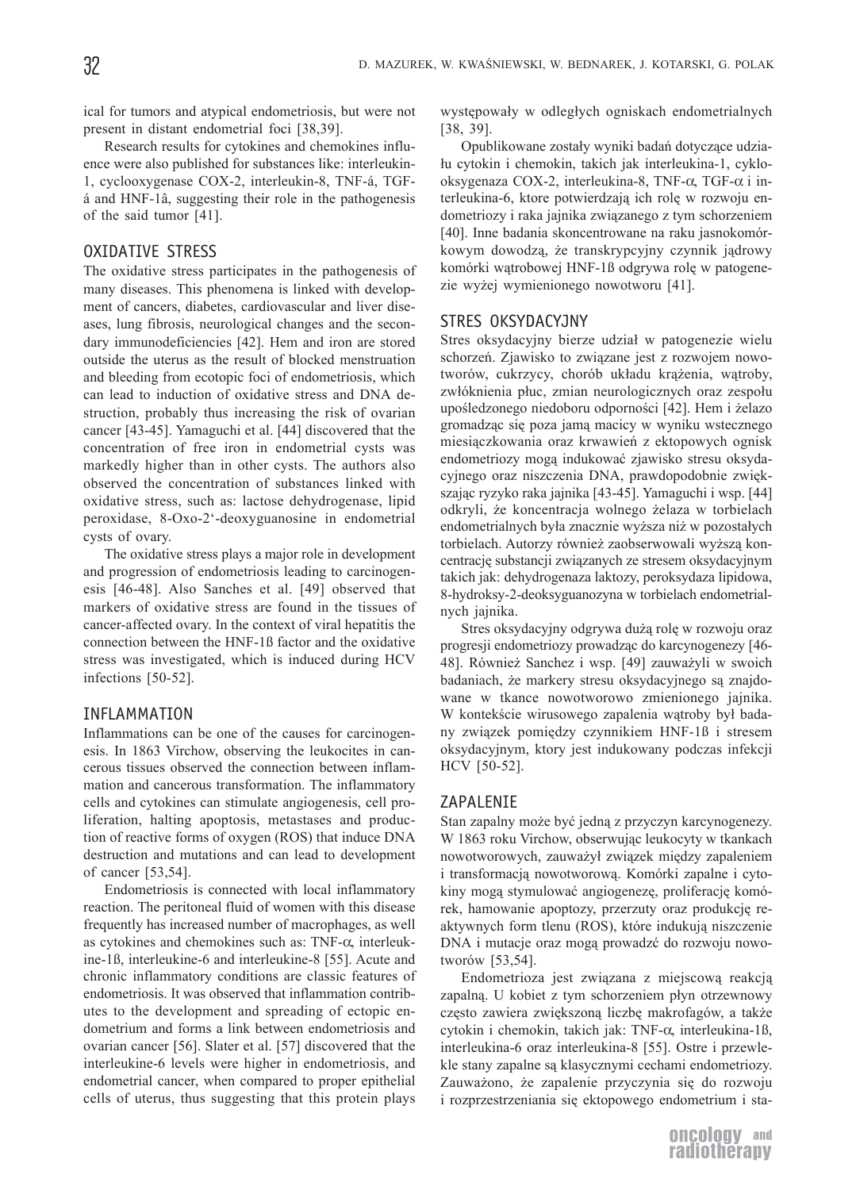ical for tumors and atypical endometriosis, but were not present in distant endometrial foci [38,39].

Research results for cytokines and chemokines influence were also published for substances like: interleukin-1, cyclooxygenase COX-2, interleukin-8, TNF-á, TGF-á and HNF-1â, suggesting their role in the pathogenesis of the said tumor [41].

## OXIDATIVE STRESS

The oxidative stress participates in the pathogenesis of many diseases. This phenomena is linked with development of cancers, diabetes, cardiovascular and liver diseases, lung fibrosis, neurological changes and the secondary immunodeficiencies [42]. Hem and iron are stored outside the uterus as the result of blocked menstruation and bleeding from ecotopic foci of endometriosis, which can lead to induction of oxidative stress and DNA destruction, probably thus increasing the risk of ovarian cancer [43-45]. Yamaguchi et al. [44] discovered that the concentration of free iron in endometrial cysts was markedly higher than in other cysts. The authors also observed the concentration of substances linked with oxidative stress, such as: lactose dehydrogenase, lipid peroxidase, 8-Oxo-2'-deoxyguanosine in endometrial cysts of ovary.

The oxidative stress plays a major role in development and progression of endometriosis leading to carcinogenesis [46-48]. Also Sanches et al. [49] observed that markers of oxidative stress are found in the tissues of cancer-affected ovary. In the context of viral hepatitis the connection between the HNF-1ß factor and the oxidative stress was investigated, which is induced during HCV infections [50-52].

## INFLAMMATION

Inflammations can be one of the causes for carcinogenesis. In 1863 Virchow, observing the leukocites in cancerous tissues observed the connection between inflammation and cancerous transformation. The inflammatory cells and cytokines can stimulate angiogenesis, cell proliferation, halting apoptosis, metastases and production of reactive forms of oxygen (ROS) that induce DNA destruction and mutations and can lead to development of cancer [53,54].

Endometriosis is connected with local inflammatory reaction. The peritoneal fluid of women with this disease frequently has increased number of macrophages, as well as cytokines and chemokines such as: TNF-$\alpha$, interleukine-1ß, interleukine-6 and interleukine-8 [55]. Acute and chronic inflammatory conditions are classic features of endometriosis. It was observed that inflammation contributes to the development and spreading of ectopic endometrium and forms a link between endometriosis and ovarian cancer [56]. Slater et al. [57] discovered that the interleukine-6 levels were higher in endometriosis, and endometrial cancer, when compared to proper epithelial cells of uterus, thus suggesting that this protein plays

występowały w odległych ogniskach endometrialnych [38, 39].

Opublikowane zostały wyniki badań dotyczące udziału cytokin i chemokin, takich jak interleukina-1, cyklooksygenaza COX-2, interleukina-8, TNF-$\alpha$, TGF-$\alpha$ i interleukina-6, ktore potwierdzają ich rolę w rozwoju endometriozy i raka jajnika związanego z tym schorzeniem [40]. Inne badania skoncentrowane na raku jasnokomórkowym dowodzą, że transkrypcyjny czynnik jądrowy komórki wątrobowej HNF-1ß odgrywa rolę w patogenezie wyżej wymienionego nowotworu [41].

## STRES OKSYDACYJNY

Stres oksydacyjny bierze udział w patogenezie wielu schorzeń. Zjawisko to związane jest z rozwojem nowotworów, cukrzycy, chorób układu krążenia, wątroby, zwłóknienia płuc, zmian neurologicznych oraz zespołu upośledzonego niedoboru odporności [42]. Hem i żelazo gromadząc się poza jamą macicy w wyniku wstecznego miesiączkowania oraz krwawień z ektopowych ognisk endometriozy mogą indukować zjawisko stresu oksydacyjnego oraz niszczenia DNA, prawdopodobnie zwiększając ryzyko raka jajnika [43-45]. Yamaguchi i wsp. [44] odkryli, że koncentracja wolnego żelaza w torbielach endometrialnych była znacznie wyższa niż w pozostałych torbielach. Autorzy również zaobserwowali wyższą koncentrację substancji związanych ze stresem oksydacyjnym takich jak: dehydrogenaza laktozy, peroksydaza lipidowa, 8-hydroksy-2-deoksyguanozyna w torbielach endometrialnych jajnika.

Stres oksydacyjny odgrywa dużą rolę w rozwoju oraz progresji endometriozy prowadząc do karcynogenezy [46-48]. Również Sanchez i wsp. [49] zauważyli w swoich badaniach, że markery stresu oksydacyjnego są znajdowane w tkance nowotworowo zmienionego jajnika. W kontekście wirusowego zapalenia wątroby był badany związek pomiędzy czynnikiem HNF-1ß i stresem oksydacyjnym, ktory jest indukowany podczas infekcji HCV [50-52].

## ZAPALENIE

Stan zapalny może być jedną z przyczyn karcynogenezy. W 1863 roku Virchow, obserwując leukocyty w tkankach nowotworowych, zauważył związek między zapaleniem i transformacją nowotworową. Komórki zapalne i cytokiny mogą stymulować angiogenezę, proliferację komórek, hamowanie apoptozy, przerzuty oraz produkcję reaktywnych form tlenu (ROS), które indukują niszczenie DNA i mutacje oraz mogą prowadzić do rozwoju nowotworów [53,54].

Endometrioza jest związana z miejscową reakcją zapalną. U kobiet z tym schorzeniem płyn otrzewnowy często zawiera zwiększoną liczbę makrofagów, a także cytokin i chemokin, takich jak: TNF-$\alpha$, interleukina-1ß, interleukina-6 oraz interleukina-8 [55]. Ostre i przewlekle stany zapalne są klasycznymi cechami endometriozy. Zauważono, że zapalenie przyczynia się do rozwoju i rozprzestrzeniania się ektopowego endometrium i sta-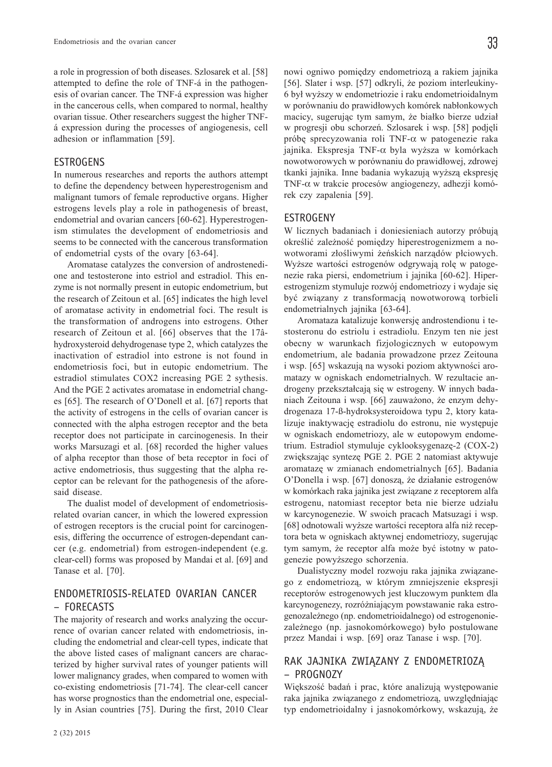a role in progression of both diseases. Szlosarek et al. [58] attempted to define the role of TNF-á in the pathogenesis of ovarian cancer. The TNF-á expression was higher in the cancerous cells, when compared to normal, healthy ovarian tissue. Other researchers suggest the higher TNF-á expression during the processes of angiogenesis, cell adhesion or inflammation [59].

## ESTROGENS

In numerous researches and reports the authors attempt to define the dependency between hyperestrogenism and malignant tumors of female reproductive organs. Higher estrogens levels play a role in pathogenesis of breast, endometrial and ovarian cancers [60-62]. Hyperestrogenism stimulates the development of endometriosis and seems to be connected with the cancerous transformation of endometrial cysts of the ovary [63-64].

Aromatase catalyzes the conversion of androstenedione and testosterone into estriol and estradiol. This enzyme is not normally present in eutopic endometrium, but the research of Zeitoun et al. [65] indicates the high level of aromatase activity in endometrial foci. The result is the transformation of androgens into estrogens. Other research of Zeitoun et al. [66] observes that the 17â-hydroxysteroid dehydrogenase type 2, which catalyzes the inactivation of estradiol into estrone is not found in endometriosis foci, but in eutopic endometrium. The estradiol stimulates COX2 increasing PGE 2 sythesis. And the PGE 2 activates aromatase in endometrial changes [65]. The research of O'Donell et al. [67] reports that the activity of estrogens in the cells of ovarian cancer is connected with the alpha estrogen receptor and the beta receptor does not participate in carcinogenesis. In their works Marsuzagi et al. [68] recorded the higher values of alpha receptor than those of beta receptor in foci of active endometriosis, thus suggesting that the alpha receptor can be relevant for the pathogenesis of the aforesaid disease.

The dualist model of development of endometriosis-related ovarian cancer, in which the lowered expression of estrogen receptors is the crucial point for carcinogenesis, differing the occurrence of estrogen-dependant cancer (e.g. endometrial) from estrogen-independent (e.g. clear-cell) forms was proposed by Mandai et al. [69] and Tanase et al. [70].

## ENDOMETRIOSIS-RELATED OVARIAN CANCER – FORECASTS

The majority of research and works analyzing the occurrence of ovarian cancer related with endometriosis, including the endometrial and clear-cell types, indicate that the above listed cases of malignant cancers are characterized by higher survival rates of younger patients will lower malignancy grades, when compared to women with co-existing endometriosis [71-74]. The clear-cell cancer has worse prognostics than the endometrial one, especially in Asian countries [75]. During the first, 2010 Clear

nowi ogniwo pomiędzy endometriozą a rakiem jajnika [56]. Slater i wsp. [57] odkryli, że poziom interleukiny-6 był wyższy w endometriozie i raku endometrioidalnym w porównaniu do prawidłowych komórek nabłonkowych macicy, sugerując tym samym, że białko bierze udział w progresji obu schorzeń. Szlosarek i wsp. [58] podjęli próbę sprecyzowania roli TNF-$\alpha$ w patogenezie raka jajnika. Ekspresja TNF-$\alpha$ była wyższa w komórkach nowotworowych w porównaniu do prawidłowej, zdrowej tkanki jajnika. Inne badania wykazują wyższą ekspresję TNF-$\alpha$ w trakcie procesów angiogenezy, adhezji komórek czy zapalenia [59].

## ESTROGENY

W licznych badaniach i doniesieniach autorzy próbują określić zależność pomiędzy hiperestrogenizmem a nowotworami złośliwymi żeńskich narządów płciowych. Wyższe wartości estrogenów odgrywają rolę w patogenezie raka piersi, endometrium i jajnika [60-62]. Hiperestrogenizm stymuluje rozwój endometriozy i wydaje się być związany z transformacją nowotworową torbieli endometrialnych jajnika [63-64].

Aromataza katalizuje konwersję androstendionu i testosteronu do estriolu i estradiolu. Enzym ten nie jest obecny w warunkach fizjologicznych w eutopowym endometrium, ale badania prowadzone przez Zeitouna i wsp. [65] wskazują na wysoki poziom aktywności aromatazy w ogniskach endometrialnych. W rezultacie androgeny przekształcają się w estrogeny. W innych badaniach Zeitouna i wsp. [66] zauważono, że enzym dehydrogenaza 17-ß-hydroksysteroidowa typu 2, ktory katalizuje inaktywację estradiolu do estronu, nie występuje w ogniskach endometriozy, ale w eutopowym endometrium. Estradiol stymuluje cyklooksygenazę-2 (COX-2) zwiększając syntezę PGE 2. PGE 2 natomiast aktywuje aromatazę w zmianach endometrialnych [65]. Badania O'Donella i wsp. [67] donoszą, że działanie estrogenów w komórkach raka jajnika jest związane z receptorem alfa estrogenu, natomiast receptor beta nie bierze udziału w karcynogenezie. W swoich pracach Matsuzagi i wsp. [68] odnotowali wyższe wartości receptora alfa niż receptora beta w ogniskach aktywnej endometriozy, sugerując tym samym, że receptor alfa może być istotny w patogenezie powyższego schorzenia.

Dualistyczny model rozwoju raka jajnika związanego z endometriozą, w którym zmniejszenie ekspresji receptorów estrogenowych jest kluczowym punktem dla karcynogenezy, rozróżniającym powstawanie raka estrogenozależnego (np. endometrioidalnego) od estrogenoniezależnego (np. jasnokomórkowego) było postulowane przez Mandai i wsp. [69] oraz Tanase i wsp. [70].

## RAK JAJNIKA ZWIĄZANY Z ENDOMETRIOZĄ – PROGNOZY

Większość badań i prac, które analizują występowanie raka jajnika związanego z endometriozą, uwzględniając typ endometrioidalny i jasnokomórkowy, wskazują, że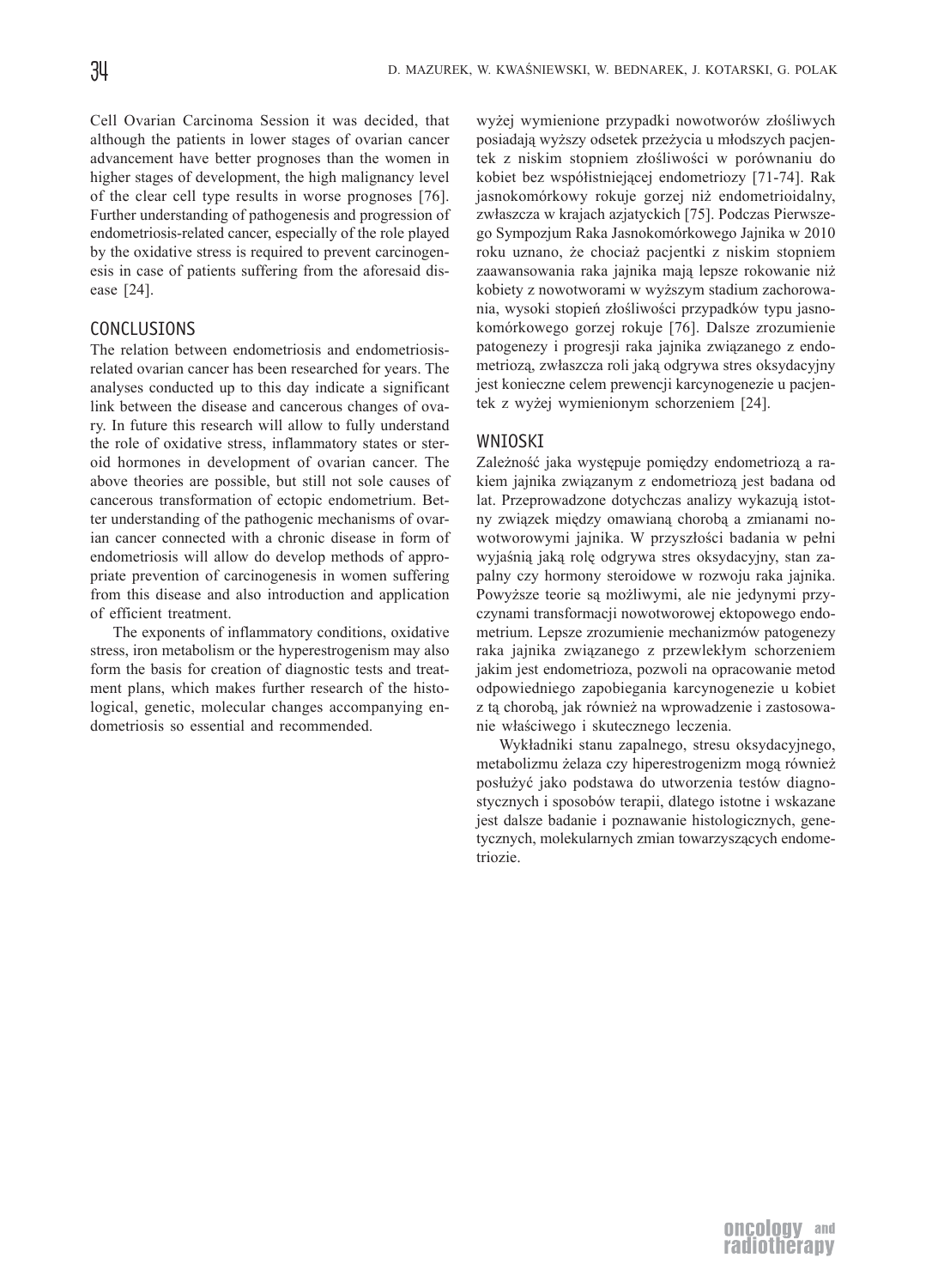Cell Ovarian Carcinoma Session it was decided, that although the patients in lower stages of ovarian cancer advancement have better prognoses than the women in higher stages of development, the high malignancy level of the clear cell type results in worse prognoses [76]. Further understanding of pathogenesis and progression of endometriosis-related cancer, especially of the role played by the oxidative stress is required to prevent carcinogenesis in case of patients suffering from the aforesaid disease [24].

## CONCLUSIONS

The relation between endometriosis and endometriosis-related ovarian cancer has been researched for years. The analyses conducted up to this day indicate a significant link between the disease and cancerous changes of ovary. In future this research will allow to fully understand the role of oxidative stress, inflammatory states or steroid hormones in development of ovarian cancer. The above theories are possible, but still not sole causes of cancerous transformation of ectopic endometrium. Better understanding of the pathogenic mechanisms of ovarian cancer connected with a chronic disease in form of endometriosis will allow do develop methods of appropriate prevention of carcinogenesis in women suffering from this disease and also introduction and application of efficient treatment.

The exponents of inflammatory conditions, oxidative stress, iron metabolism or the hyperestrogenism may also form the basis for creation of diagnostic tests and treatment plans, which makes further research of the histological, genetic, molecular changes accompanying endometriosis so essential and recommended.

wyżej wymienione przypadki nowotworów złośliwych posiadają wyższy odsetek przeżycia u młodszych pacjentek z niskim stopniem złośliwości w porównaniu do kobiet bez współistniejącej endometriozy [71-74]. Rak jasnokomórkowy rokuje gorzej niż endometrioidalny, zwłaszcza w krajach azjatyckich [75]. Podczas Pierwszego Sympozjum Raka Jasnokomórkowego Jajnika w 2010 roku uznano, że chociaż pacjentki z niskim stopniem zaawansowania raka jajnika mają lepsze rokowanie niż kobiety z nowotworami w wyższym stadium zachorowania, wysoki stopień złośliwości przypadków typu jasnokomórkowego gorzej rokuje [76]. Dalsze zrozumienie patogenezy i progresji raka jajnika związanego z endometriozą, zwłaszcza roli jaką odgrywa stres oksydacyjny jest konieczne celem prewencji karcynogenezie u pacjentek z wyżej wymienionym schorzeniem [24].

## WNIOSKI

Zależność jaka występuje pomiędzy endometriozą a rakiem jajnika związanym z endometriozą jest badana od lat. Przeprowadzone dotychczas analizy wykazują istotny związek między omawianą chorobą a zmianami nowotworowymi jajnika. W przyszłości badania w pełni wyjaśnią jaką rolę odgrywa stres oksydacyjny, stan zapalny czy hormony steroidowe w rozwoju raka jajnika. Powyższe teorie są możliwymi, ale nie jedynymi przyczynami transformacji nowotworowej ektopowego endometrium. Lepsze zrozumienie mechanizmów patogenezy raka jajnika związanego z przewlekłym schorzeniem jakim jest endometrioza, pozwoli na opracowanie metod odpowiedniego zapobiegania karcynogenezie u kobiet z tą chorobą, jak również na wprowadzenie i zastosowanie właściwego i skutecznego leczenia.

Wykładniki stanu zapalnego, stresu oksydacyjnego, metabolizmu żelaza czy hiperestrogenizm mogą również posłużyć jako podstawa do utworzenia testów diagnostycznych i sposobów terapii, dlatego istotne i wskazane jest dalsze badanie i poznawanie histologicznych, genetycznych, molekularnych zmian towarzyszących endometriozie.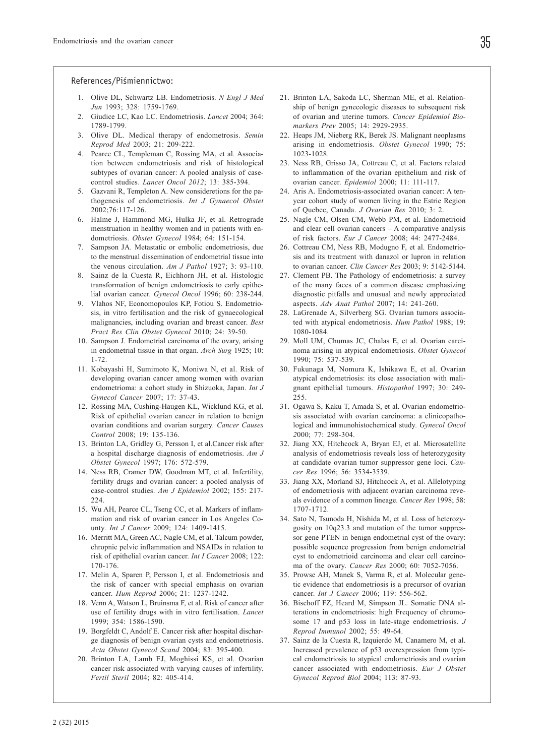## References/Piśmiennictwo:

1. Olive DL, Schwartz LB. Endometriosis. *N Engl J Med Jun* 1993; 328: 1759-1769.
2. Giudice LC, Kao LC. Endometriosis. *Lancet* 2004; 364: 1789-1799.
3. Olive DL. Medical therapy of endometrosis. *Semin Reprod Med* 2003; 21: 209-222.
4. Pearce CL, Templeman C, Rossing MA, et al. Association between endometriosis and risk of histological subtypes of ovarian cancer: A pooled analysis of case-control studies. *Lancet Oncol 2012*; 13: 385-394.
5. Gazvani R, Templeton A. New consideretions for the pathogenesis of endometriosis. *Int J Gynaecol Obstet* 2002;76:117-126.
6. Halme J, Hammond MG, Hulka JF, et al. Retrograde menstruation in healthy women and in patients with endometriosis. *Obstet Gynecol* 1984; 64: 151-154.
7. Sampson JA. Metastatic or embolic endometriosis, due to the menstrual dissemination of endometrial tissue into the venous circulation. *Am J Pathol* 1927; 3: 93-110.
8. Sainz de la Cuesta R, Eichhorn JH, et al. Histologic transformation of benign endometriosis to early epithelial ovarian cancer. *Gynecol Oncol* 1996; 60: 238-244.
9. Vlahos NF, Economopoulos KP, Fotiou S. Endometriosis, in vitro fertilisation and the risk of gynaecological malignancies, including ovarian and breast cancer. *Best Pract Res Clin Obstet Gynecol* 2010; 24: 39-50.
10. Sampson J. Endometrial carcinoma of the ovary, arising in endometrial tissue in that organ. *Arch Surg* 1925; 10: 1-72.
11. Kobayashi H, Sumimoto K, Moniwa N, et al. Risk of developing ovarian cancer among women with ovarian endometrioma: a cohort study in Shizuoka, Japan. *Int J Gynecol Cancer* 2007; 17: 37-43.
12. Rossing MA, Cushing-Haugen KL, Wicklund KG, et al. Risk of epithelial ovarian cancer in relation to benign ovarian conditions and ovarian surgery. *Cancer Causes Control* 2008; 19: 135-136.
13. Brinton LA, Gridley G, Persson I, et al.Cancer risk after a hospital discharge diagnosis of endometriosis. *Am J Obstet Gynecol* 1997; 176: 572-579.
14. Ness RB, Cramer DW, Goodman MT, et al. Infertility, fertility drugs and ovarian cancer: a pooled analysis of case-control studies. *Am J Epidemiol* 2002; 155: 217-224.
15. Wu AH, Pearce CL, Tseng CC, et al. Markers of inflammation and risk of ovarian cancer in Los Angeles County. *Int J Cancer* 2009; 124: 1409-1415.
16. Merritt MA, Green AC, Nagle CM, et al. Talcum powder, chropnic pelvic inflammation and NSAIDs in relation to risk of epithelial ovarian cancer. *Int I Cancer* 2008; 122: 170-176.
17. Melin A, Sparen P, Persson I, et al. Endometriosis and the risk of cancer with special emphasis on ovarian cancer. *Hum Reprod* 2006; 21: 1237-1242.
18. Venn A, Watson L, Bruinsma F, et al. Risk of cancer after use of fertility drugs with in vitro fertilisation. *Lancet* 1999; 354: 1586-1590.
19. Borgfeldt C, Andolf E. Cancer risk after hospital discharge diagnosis of benign ovarian cysts and endometriosis. *Acta Obstet Gynecol Scand* 2004; 83: 395-400.
20. Brinton LA, Lamb EJ, Moghissi KS, et al. Ovarian cancer risk associated with varying causes of infertility. *Fertil Steril* 2004; 82: 405-414.
21. Brinton LA, Sakoda LC, Sherman ME, et al. Relationship of benign gynecologic diseases to subsequent risk of ovarian and uterine tumors. *Cancer Epidemiol Biomarkers Prev* 2005; 14: 2929-2935.
22. Heaps JM, Nieberg RK, Berek JS. Malignant neoplasms arising in endometriosis. *Obstet Gynecol* 1990; 75: 1023-1028.
23. Ness RB, Grisso JA, Cottreau C, et al. Factors related to inflammation of the ovarian epithelium and risk of ovarian cancer. *Epidemiol* 2000; 11: 111-117.
24. Aris A. Endometriosis-associated ovarian cancer: A ten-year cohort study of women living in the Estrie Region of Quebec, Canada. *J Ovarian Res* 2010; 3: 2.
25. Nagle CM, Olsen CM, Webb PM, et al. Endometrioid and clear cell ovarian cancers – A comparative analysis of risk factors. *Eur J Cancer* 2008; 44: 2477-2484.
26. Cottreau CM, Ness RB, Modugno F, et al. Endometriosis and its treatment with danazol or lupron in relation to ovarian cancer. *Clin Cancer Res* 2003; 9: 5142-5144.
27. Clement PB. The Pathology of endometriosis: a survey of the many faces of a common disease emphasizing diagnostic pitfalls and unusual and newly appreciated aspects. *Adv Anat Pathol* 2007; 14: 241-260.
28. LaGrenade A, Silverberg SG. Ovarian tumors associated with atypical endometriosis. *Hum Pathol* 1988; 19: 1080-1084.
29. Moll UM, Chumas JC, Chalas E, et al. Ovarian carcinoma arising in atypical endometriosis. *Obstet Gynecol* 1990; 75: 537-539.
30. Fukunaga M, Nomura K, Ishikawa E, et al. Ovarian atypical endometriosis: its close association with malignant epithelial tumours. *Histopathol* 1997; 30: 249-255.
31. Ogawa S, Kaku T, Amada S, et al. Ovarian endometriosis associated with ovarian carcinoma: a clinicopathological and immunohistochemical study. *Gynecol Oncol 2*000; 77: 298-304.
32. Jiang XX, Hitchcock A, Bryan EJ, et al. Microsatellite analysis of endometriosis reveals loss of heterozygosity at candidate ovarian tumor suppressor gene loci. *Cancer Res* 1996; 56: 3534-3539.
33. Jiang XX, Morland SJ, Hitchcock A, et al. Allelotyping of endometriosis with adjacent ovarian carcinoma reveals evidence of a common lineage. *Cancer Res* 1998; 58: 1707-1712.
34. Sato N, Tsunoda H, Nishida M, et al. Loss of heterozygosity on 10q23.3 and mutation of the tumor suppressor gene PTEN in benign endometrial cyst of the ovary: possible sequence progression from benign endometrial cyst to endometrioid carcinoma and clear cell carcinoma of the ovary. *Cancer Res* 2000; 60: 7052-7056.
35. Prowse AH, Manek S, Varma R, et al. Molecular genetic evidence that endometriosis is a precursor of ovarian cancer. *Int J Cancer* 2006; 119: 556-562.
36. Bischoff FZ, Heard M, Simpson JL. Somatic DNA alterations in endometriosis: high Frequency of chromosome 17 and p53 loss in late-stage endometriosis. *J Reprod Immunol* 2002; 55: 49-64.
37. Sainz de la Cuesta R, Izquierdo M, Canamero M, et al. Increased prevalence of p53 overexpression from typical endometriosis to atypical endometriosis and ovarian cancer associated with endometriosis. *Eur J Obstet Gynecol Reprod Biol* 2004; 113: 87-93.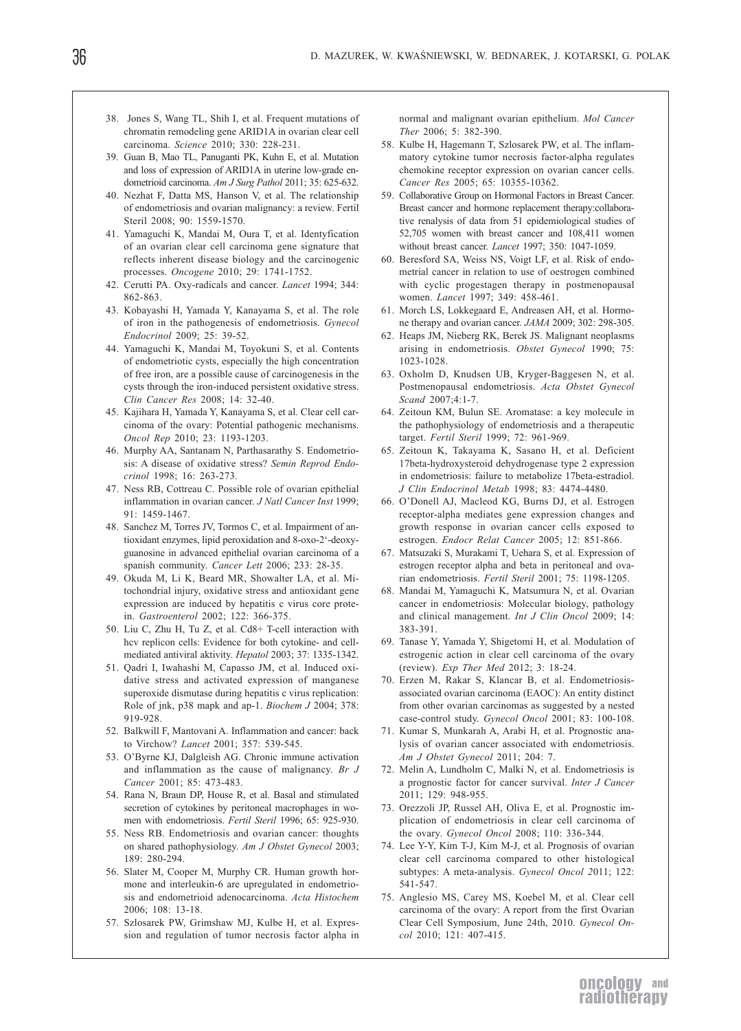38. Jones S, Wang TL, Shih I, et al. Frequent mutations of chromatin remodeling gene ARID1A in ovarian clear cell carcinoma. *Science* 2010; 330: 228-231.
39. Guan B, Mao TL, Panuganti PK, Kuhn E, et al. Mutation and loss of expression of ARID1A in uterine low-grade endometrioid carcinoma. *Am J Surg Pathol* 2011; 35: 625-632.
40. Nezhat F, Datta MS, Hanson V, et al. The relationship of endometriosis and ovarian malignancy: a review. Fertil Steril 2008; 90: 1559-1570.
41. Yamaguchi K, Mandai M, Oura T, et al. Identyfication of an ovarian clear cell carcinoma gene signature that reflects inherent disease biology and the carcinogenic processes. *Oncogene* 2010; 29: 1741-1752.
42. Cerutti PA. Oxy-radicals and cancer. *Lancet* 1994; 344: 862-863.
43. Kobayashi H, Yamada Y, Kanayama S, et al. The role of iron in the pathogenesis of endometriosis. *Gynecol Endocrinol* 2009; 25: 39-52.
44. Yamaguchi K, Mandai M, Toyokuni S, et al. Contents of endometriotic cysts, especially the high concentration of free iron, are a possible cause of carcinogenesis in the cysts through the iron-induced persistent oxidative stress. *Clin Cancer Res* 2008; 14: 32-40.
45. Kajihara H, Yamada Y, Kanayama S, et al. Clear cell carcinoma of the ovary: Potential pathogenic mechanisms. *Oncol Rep* 2010; 23: 1193-1203.
46. Murphy AA, Santanam N, Parthasarathy S. Endometriosis: A disease of oxidative stress? *Semin Reprod Endocrinol* 1998; 16: 263-273.
47. Ness RB, Cottreau C. Possible role of ovarian epithelial inflammation in ovarian cancer. *J Natl Cancer Inst* 1999; 91: 1459-1467.
48. Sanchez M, Torres JV, Tormos C, et al. Impairment of antioxidant enzymes, lipid peroxidation and 8-oxo-2'-deoxyguanosine in advanced epithelial ovarian carcinoma of a spanish community. *Cancer Lett* 2006; 233: 28-35.
49. Okuda M, Li K, Beard MR, Showalter LA, et al. Mitochondrial injury, oxidative stress and antioxidant gene expression are induced by hepatitis c virus core protein. *Gastroenterol* 2002; 122: 366-375.
50. Liu C, Zhu H, Tu Z, et al. Cd8+ T-cell interaction with hcv replicon cells: Evidence for both cytokine- and cell-mediated antiviral aktivity. *Hepatol* 2003; 37: 1335-1342.
51. Qadri I, Iwahashi M, Capasso JM, et al. Induced oxidative stress and activated expression of manganese superoxide dismutase during hepatitis c virus replication: Role of jnk, p38 mapk and ap-1. *Biochem J* 2004; 378: 919-928.
52. Balkwill F, Mantovani A. Inflammation and cancer: back to Virchow? *Lancet* 2001; 357: 539-545.
53. O'Byrne KJ, Dalgleish AG. Chronic immune activation and inflammation as the cause of malignancy. *Br J Cancer* 2001; 85: 473-483.
54. Rana N, Braun DP, House R, et al. Basal and stimulated secretion of cytokines by peritoneal macrophages in women with endometriosis. *Fertil Steril* 1996; 65: 925-930.
55. Ness RB. Endometriosis and ovarian cancer: thoughts on shared pathophysiology. *Am J Obstet Gynecol* 2003; 189: 280-294.
56. Slater M, Cooper M, Murphy CR. Human growth hormone and interleukin-6 are upregulated in endometriosis and endometrioid adenocarcinoma. *Acta Histochem* 2006; 108: 13-18.
57. Szlosarek PW, Grimshaw MJ, Kulbe H, et al. Expression and regulation of tumor necrosis factor alpha in normal and malignant ovarian epithelium. *Mol Cancer Ther* 2006; 5: 382-390.
58. Kulbe H, Hagemann T, Szlosarek PW, et al. The inflammatory cytokine tumor necrosis factor-alpha regulates chemokine receptor expression on ovarian cancer cells. *Cancer Res* 2005; 65: 10355-10362.
59. Collaborative Group on Hormonal Factors in Breast Cancer. Breast cancer and hormone replacement therapy:collaborative renalysis of data from 51 epidemiological studies of 52,705 women with breast cancer and 108,411 women without breast cancer. *Lancet* 1997; 350: 1047-1059.
60. Beresford SA, Weiss NS, Voigt LF, et al. Risk of endometrial cancer in relation to use of oestrogen combined with cyclic progestagen therapy in postmenopausal women. *Lancet* 1997; 349: 458-461.
61. Morch LS, Lokkegaard E, Andreasen AH, et al. Hormone therapy and ovarian cancer. *JAMA* 2009; 302: 298-305.
62. Heaps JM, Nieberg RK, Berek JS. Malignant neoplasms arising in endometriosis. *Obstet Gynecol* 1990; 75: 1023-1028.
63. Oxholm D, Knudsen UB, Kryger-Baggesen N, et al. Postmenopausal endometriosis. *Acta Obstet Gynecol Scand* 2007;4:1-7.
64. Zeitoun KM, Bulun SE. Aromatase: a key molecule in the pathophysiology of endometriosis and a therapeutic target. *Fertil Steril* 1999; 72: 961-969.
65. Zeitoun K, Takayama K, Sasano H, et al. Deficient 17beta-hydroxysteroid dehydrogenase type 2 expression in endometriosis: failure to metabolize 17beta-estradiol. *J Clin Endocrinol Metab* 1998; 83: 4474-4480.
66. O'Donell AJ, Macleod KG, Burns DJ, et al. Estrogen receptor-alpha mediates gene expression changes and growth response in ovarian cancer cells exposed to estrogen. *Endocr Relat Cancer* 2005; 12: 851-866.
67. Matsuzaki S, Murakami T, Uehara S, et al. Expression of estrogen receptor alpha and beta in peritoneal and ovarian endometriosis. *Fertil Steril* 2001; 75: 1198-1205.
68. Mandai M, Yamaguchi K, Matsumura N, et al. Ovarian cancer in endometriosis: Molecular biology, pathology and clinical management. *Int J Clin Oncol* 2009; 14: 383-391.
69. Tanase Y, Yamada Y, Shigetomi H, et al. Modulation of estrogenic action in clear cell carcinoma of the ovary (review). *Exp Ther Med* 2012; 3: 18-24.
70. Erzen M, Rakar S, Klancar B, et al. Endometriosis-associated ovarian carcinoma (EAOC): An entity distinct from other ovarian carcinomas as suggested by a nested case-control study. *Gynecol Oncol* 2001; 83: 100-108.
71. Kumar S, Munkarah A, Arabi H, et al. Prognostic analysis of ovarian cancer associated with endometriosis. *Am J Obstet Gynecol* 2011; 204: 7.
72. Melin A, Lundholm C, Malki N, et al. Endometriosis is a prognostic factor for cancer survival. *Inter J Cancer* 2011; 129: 948-955.
73. Orezzoli JP, Russel AH, Oliva E, et al. Prognostic implication of endometriosis in clear cell carcinoma of the ovary. *Gynecol Oncol* 2008; 110: 336-344.
74. Lee Y-Y, Kim T-J, Kim M-J, et al. Prognosis of ovarian clear cell carcinoma compared to other histological subtypes: A meta-analysis. *Gynecol Oncol* 2011; 122: 541-547.
75. Anglesio MS, Carey MS, Koebel M, et al. Clear cell carcinoma of the ovary: A report from the first Ovarian Clear Cell Symposium, June 24th, 2010. *Gynecol Oncol* 2010; 121: 407-415.